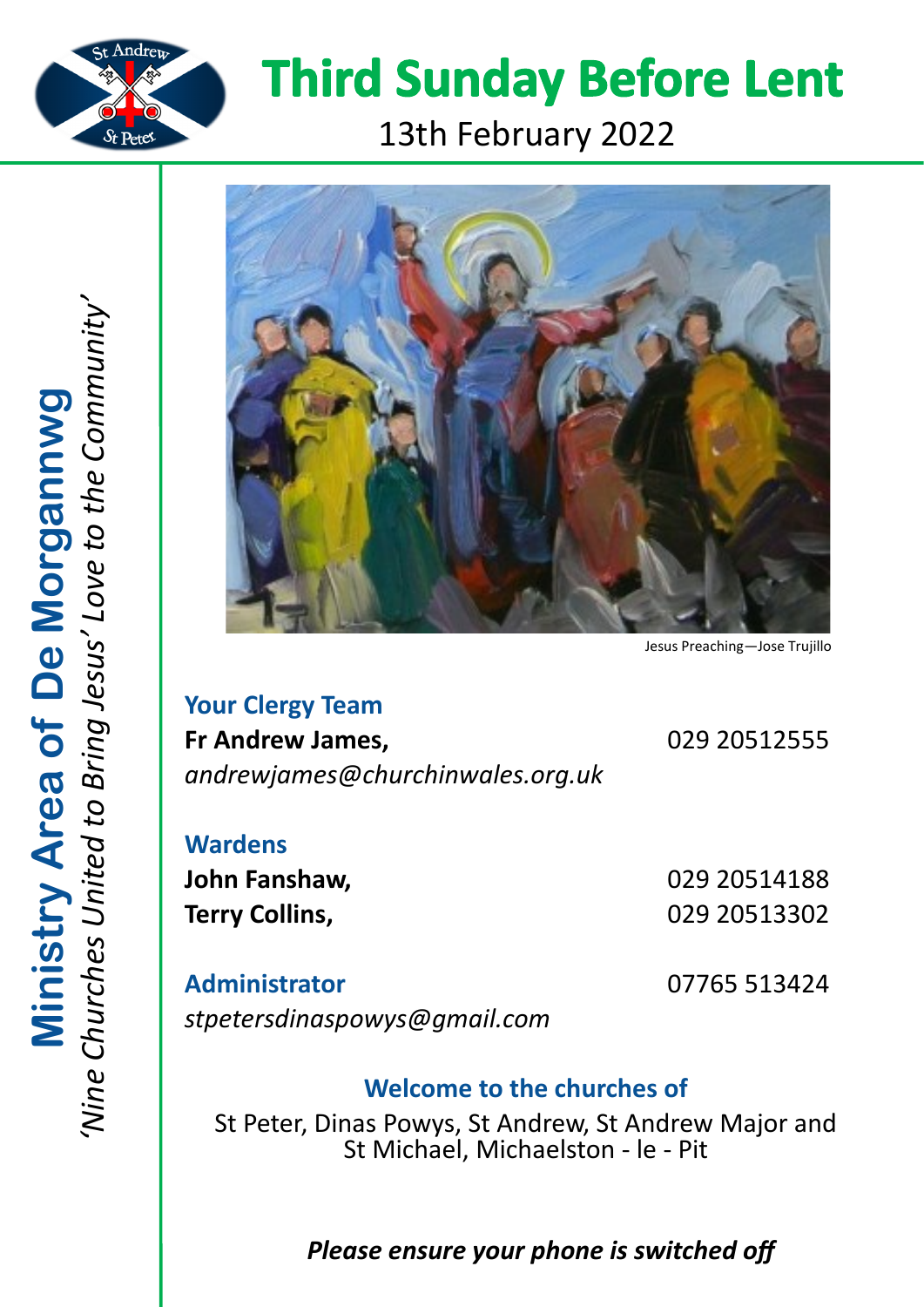# Third Sunday Before Lent

13th February 2022

**Ministry Area of De Morgannwg**

*'Nine Churches United to Bring Jesus' Love to the Community'*

Jesus Preaching—Jose Trujillo

## Your Clergy Team

**Fr Andrew James,** 029 20512555

*andrewjames@churchinwales.org.uk*

## Wardens

**John Fanshaw,** 029 20514188

**Terry Collins,** 029 20513302

## Administrator

07765 513424

*stpetersdinaspowys@gmail.com*

## Welcome to the churches of

St Peter, Dinas Powys, St Andrew, St Andrew Major and St Michael, Michaelston - le - Pit

***Please ensure your phone is switched off***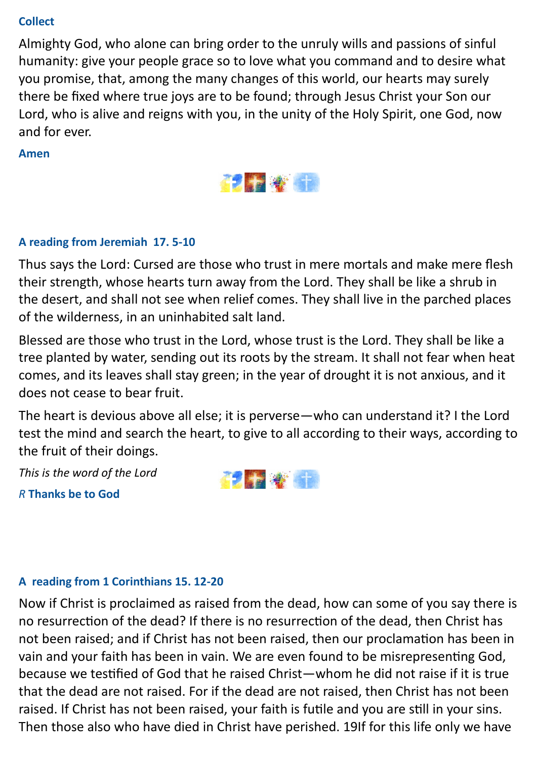### Collect

Almighty God, who alone can bring order to the unruly wills and passions of sinful humanity: give your people grace so to love what you command and to desire what you promise, that, among the many changes of this world, our hearts may surely there be fixed where true joys are to be found; through Jesus Christ your Son our Lord, who is alive and reigns with you, in the unity of the Holy Spirit, one God, now and for ever.

**Amen**

### A reading from Jeremiah 17. 5-10

Thus says the Lord: Cursed are those who trust in mere mortals and make mere flesh their strength, whose hearts turn away from the Lord. They shall be like a shrub in the desert, and shall not see when relief comes. They shall live in the parched places of the wilderness, in an uninhabited salt land.

Blessed are those who trust in the Lord, whose trust is the Lord. They shall be like a tree planted by water, sending out its roots by the stream. It shall not fear when heat comes, and its leaves shall stay green; in the year of drought it is not anxious, and it does not cease to bear fruit.

The heart is devious above all else; it is perverse—who can understand it? I the Lord test the mind and search the heart, to give to all according to their ways, according to the fruit of their doings.

*This is the word of the Lord*

*R* **Thanks be to God**

### A reading from 1 Corinthians 15. 12-20

Now if Christ is proclaimed as raised from the dead, how can some of you say there is no resurrection of the dead? If there is no resurrection of the dead, then Christ has not been raised; and if Christ has not been raised, then our proclamation has been in vain and your faith has been in vain. We are even found to be misrepresenting God, because we testified of God that he raised Christ—whom he did not raise if it is true that the dead are not raised. For if the dead are not raised, then Christ has not been raised. If Christ has not been raised, your faith is futile and you are still in your sins. Then those also who have died in Christ have perished. 19If for this life only we have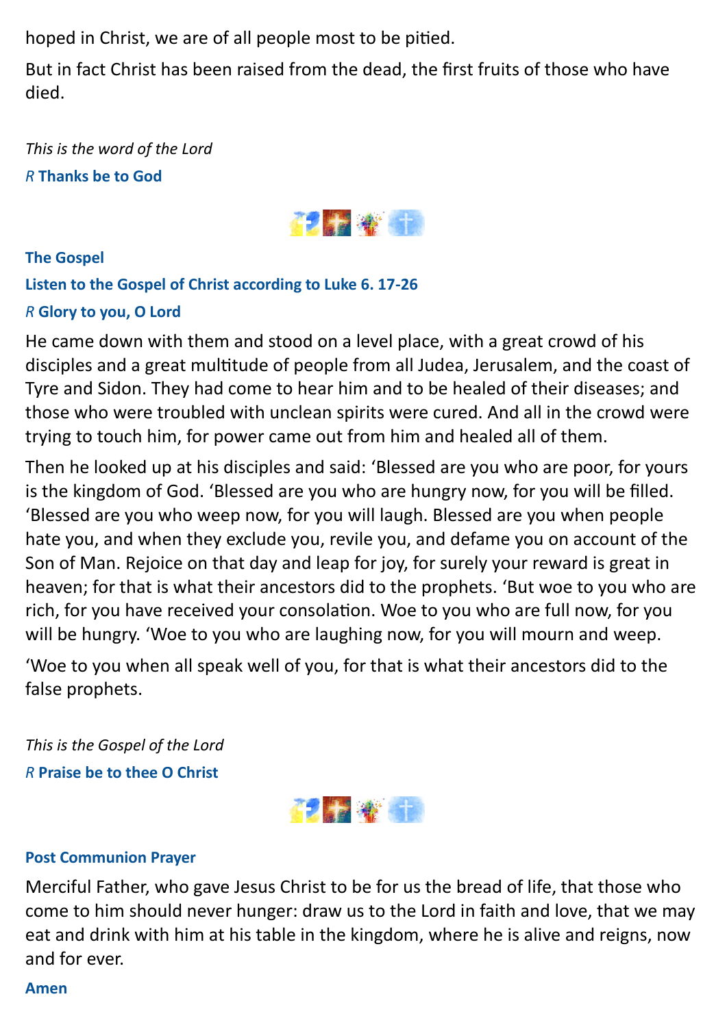hoped in Christ, we are of all people most to be pitied.

But in fact Christ has been raised from the dead, the first fruits of those who have died.

*This is the word of the Lord*

*R* **Thanks be to God**

**The Gospel**

**Listen to the Gospel of Christ according to Luke 6. 17-26**

*R* **Glory to you, O Lord**

He came down with them and stood on a level place, with a great crowd of his disciples and a great multitude of people from all Judea, Jerusalem, and the coast of Tyre and Sidon. They had come to hear him and to be healed of their diseases; and those who were troubled with unclean spirits were cured. And all in the crowd were trying to touch him, for power came out from him and healed all of them.

Then he looked up at his disciples and said: 'Blessed are you who are poor, for yours is the kingdom of God. 'Blessed are you who are hungry now, for you will be filled. 'Blessed are you who weep now, for you will laugh. Blessed are you when people hate you, and when they exclude you, revile you, and defame you on account of the Son of Man. Rejoice on that day and leap for joy, for surely your reward is great in heaven; for that is what their ancestors did to the prophets. 'But woe to you who are rich, for you have received your consolation. Woe to you who are full now, for you will be hungry. 'Woe to you who are laughing now, for you will mourn and weep.

'Woe to you when all speak well of you, for that is what their ancestors did to the false prophets.

*This is the Gospel of the Lord*

*R* **Praise be to thee O Christ**

**Post Communion Prayer**

Merciful Father, who gave Jesus Christ to be for us the bread of life, that those who come to him should never hunger: draw us to the Lord in faith and love, that we may eat and drink with him at his table in the kingdom, where he is alive and reigns, now and for ever.

**Amen**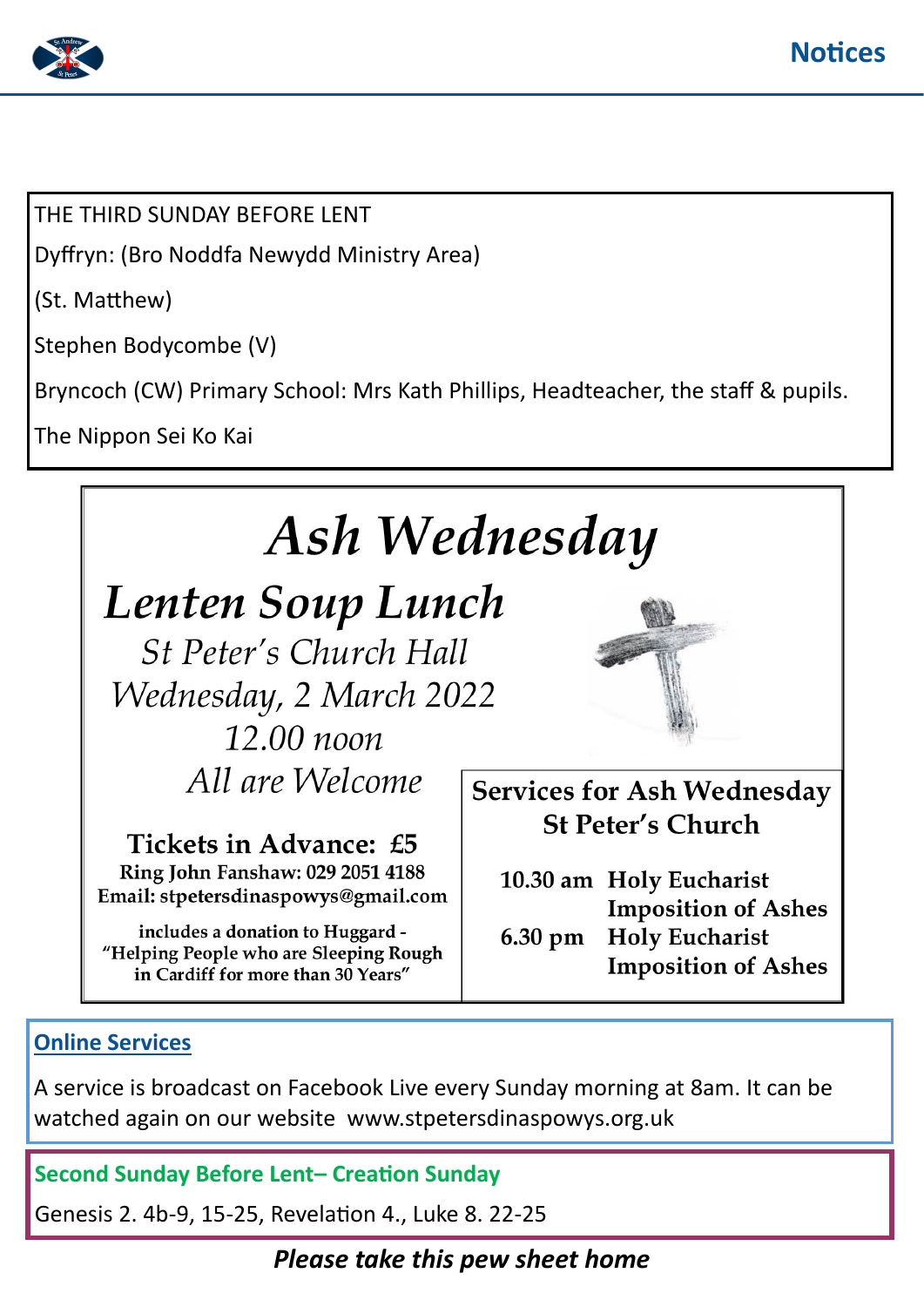THE THIRD SUNDAY BEFORE LENT

Dyffryn: (Bro Noddfa Newydd Ministry Area)

(St. Matthew)

Stephen Bodycombe (V)

Bryncoch (CW) Primary School: Mrs Kath Phillips, Headteacher, the staff & pupils.

The Nippon Sei Ko Kai

# *Ash Wednesday*

## *Lenten Soup Lunch*

*St Peter's Church Hall*

*Wednesday, 2 March 2022*

*12.00 noon*

*All are Welcome*

**Tickets in Advance: £5**

**Ring John Fanshaw: 029 2051 4188**

**Email: stpetersdinaspowys@gmail.com**

**includes a donation to Huggard - "Helping People who are Sleeping Rough in Cardiff for more than 30 Years"**

**Services for Ash Wednesday**
**St Peter's Church**

**10.30 am** Holy Eucharist
Imposition of Ashes

**6.30 pm** Holy Eucharist
Imposition of Ashes

**Online Services**

A service is broadcast on Facebook Live every Sunday morning at 8am. It can be watched again on our website www.stpetersdinaspowys.org.uk

**Second Sunday Before Lent– Creation Sunday**

Genesis 2. 4b-9, 15-25, Revelation 4., Luke 8. 22-25

***Please take this pew sheet home***